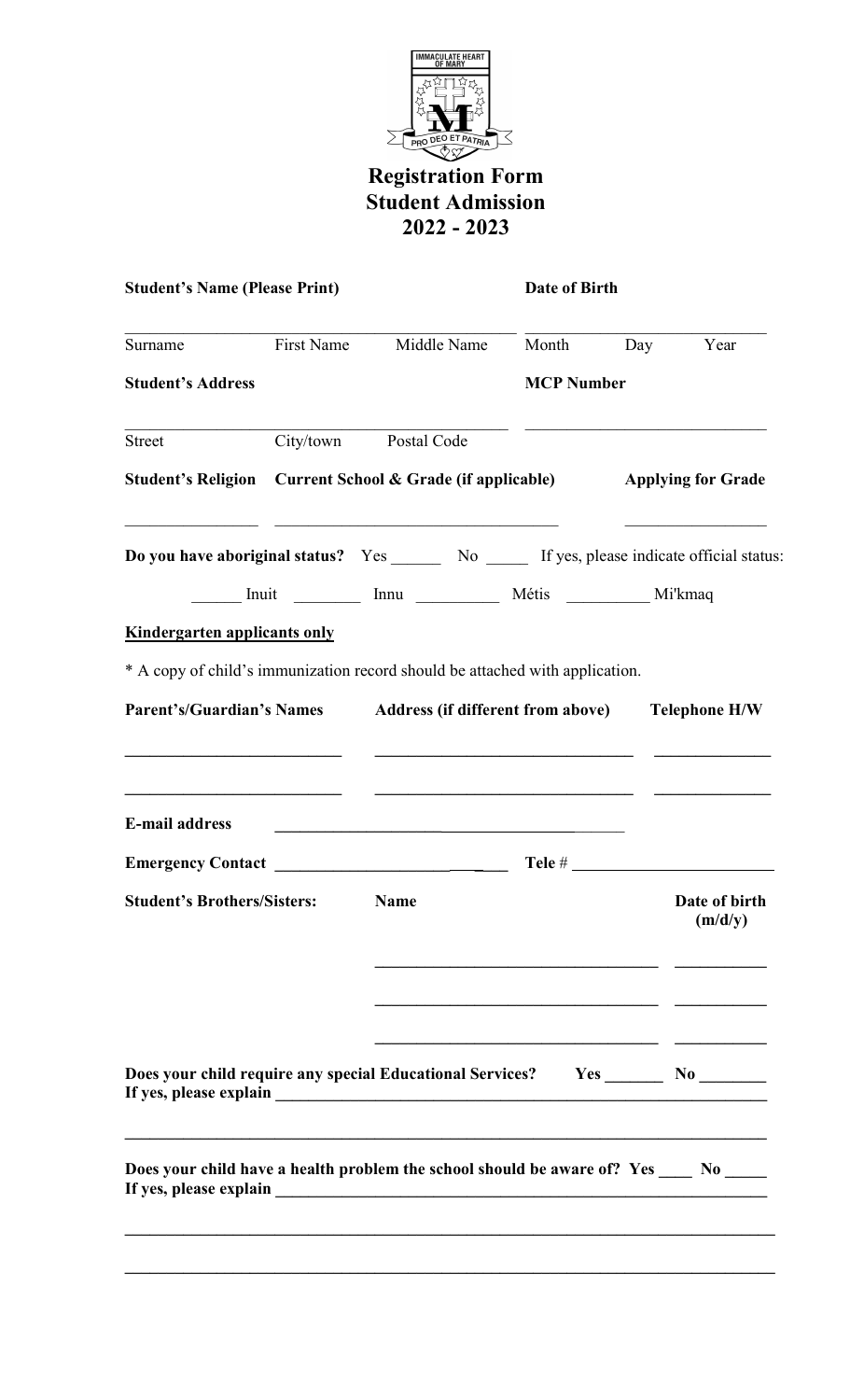IMMACULATE HEART OF MARY

PRO DEO ET PATRIA

# Registration Form
# Student Admission
# 2022 - 2023

**Student's Name (Please Print)** **Date of Birth**

_______________________________________ _____________________________

Surname First Name Middle Name Month Day Year

**Student's Address** **MCP Number**

_______________________________________ _____________________________

Street City/town Postal Code

**Student's Religion** **Current School & Grade (if applicable)** **Applying for Grade**

_______________ _______________________________ _______________

**Do you have aboriginal status?** Yes ______ No _____ If yes, please indicate official status:

______ Inuit ________ Innu __________ Métis __________ Mi'kmaq

**Kindergarten applicants only**

* A copy of child's immunization record should be attached with application.

**Parent's/Guardian's Names** **Address (if different from above)** **Telephone H/W**

________________________ ______________________________ _____________

________________________ ______________________________ _____________

**E-mail address** ________________________________________

**Emergency Contact** ________________________ **Tele** # ________________________

**Student's Brothers/Sisters:** **Name** **Date of birth (m/d/y)**

________________________________ __________

________________________________ __________

________________________________ __________

**Does your child require any special Educational Services? Yes _______ No _______**
**If yes, please explain** ____________________________________________________________

______________________________________________________________________________

**Does your child have a health problem the school should be aware of? Yes ____ No _____**
**If yes, please explain** ____________________________________________________________

______________________________________________________________________________

______________________________________________________________________________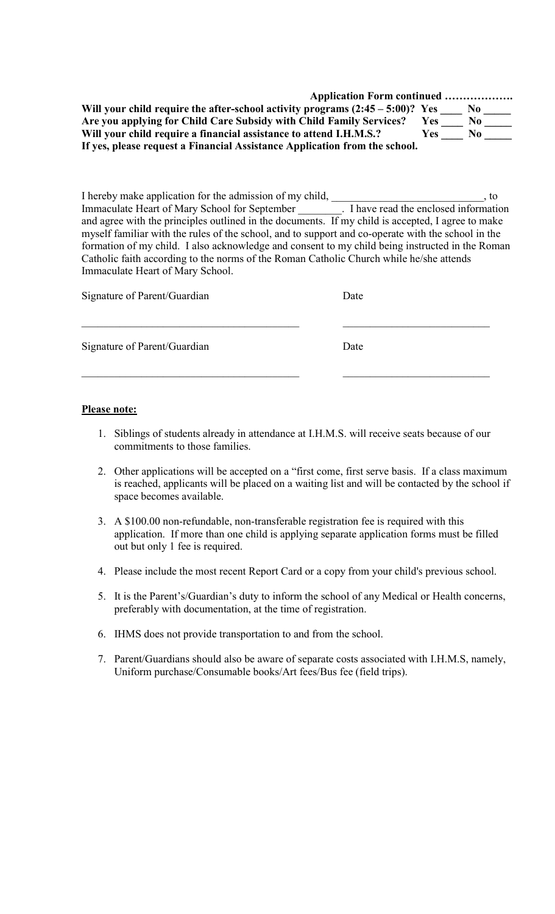**Application Form continued ……………….**

**Will your child require the after-school activity programs (2:45 – 5:00)? Yes ____ No _____**
**Are you applying for Child Care Subsidy with Child Family Services? Yes ____ No _____**
**Will your child require a financial assistance to attend I.H.M.S.? Yes ____ No _____**
**If yes, please request a Financial Assistance Application from the school.**

I hereby make application for the admission of my child, ___________________________, to Immaculate Heart of Mary School for September ________. I have read the enclosed information and agree with the principles outlined in the documents. If my child is accepted, I agree to make myself familiar with the rules of the school, and to support and co-operate with the school in the formation of my child. I also acknowledge and consent to my child being instructed in the Roman Catholic faith according to the norms of the Roman Catholic Church while he/she attends Immaculate Heart of Mary School.

Signature of Parent/Guardian Date

________________________________________ ___________________________

Signature of Parent/Guardian Date

________________________________________ ___________________________

**Please note:**

1. Siblings of students already in attendance at I.H.M.S. will receive seats because of our commitments to those families.
2. Other applications will be accepted on a "first come, first serve basis. If a class maximum is reached, applicants will be placed on a waiting list and will be contacted by the school if space becomes available.
3. A $100.00 non-refundable, non-transferable registration fee is required with this application. If more than one child is applying separate application forms must be filled out but only 1 fee is required.
4. Please include the most recent Report Card or a copy from your child's previous school.
5. It is the Parent's/Guardian's duty to inform the school of any Medical or Health concerns, preferably with documentation, at the time of registration.
6. IHMS does not provide transportation to and from the school.
7. Parent/Guardians should also be aware of separate costs associated with I.H.M.S, namely, Uniform purchase/Consumable books/Art fees/Bus fee (field trips).